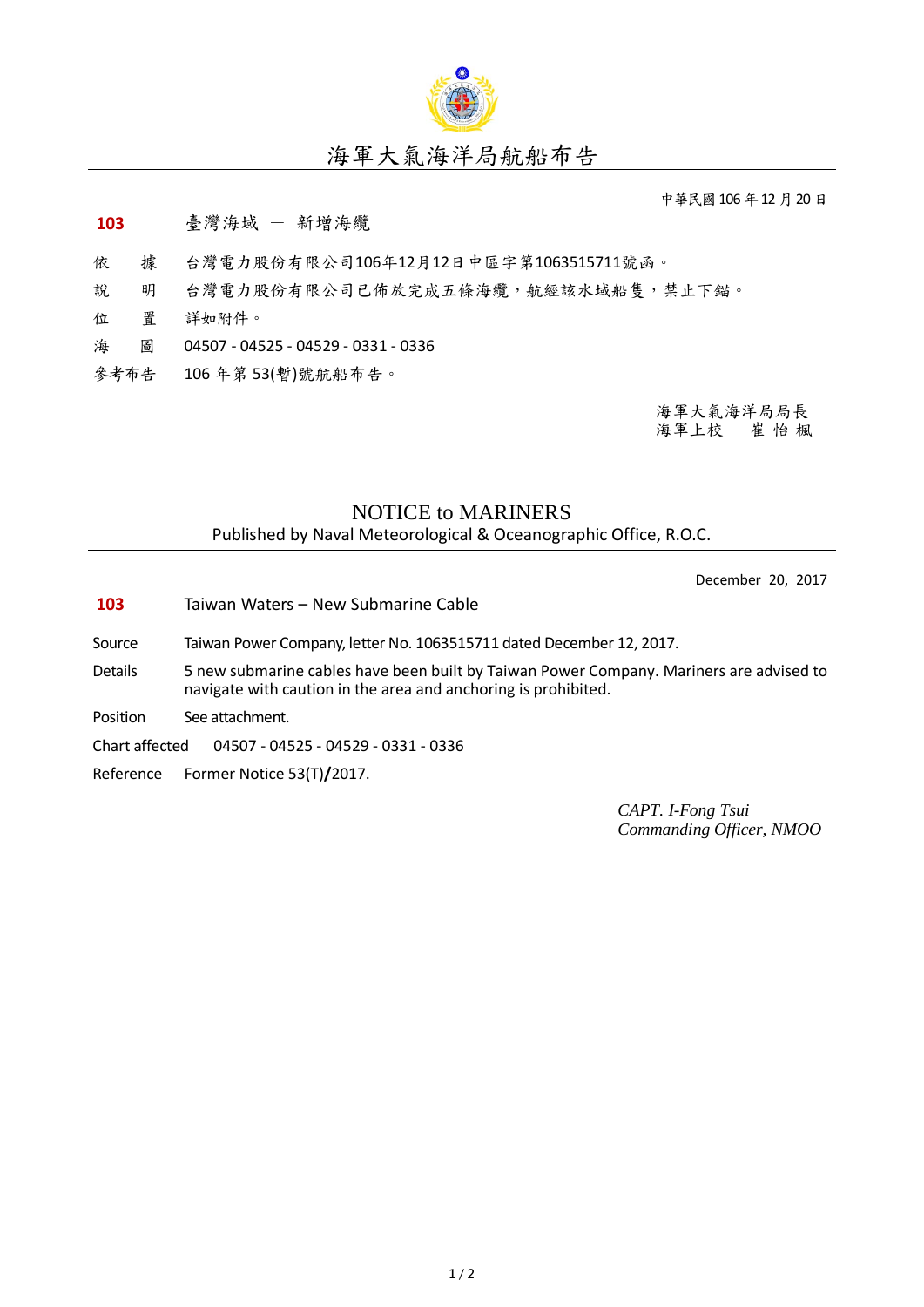# 海軍大氣海洋局航船布告

中華民國 106 年 12 月 20 日

**103** 臺灣海域 － 新增海纜

依　據　台灣電力股份有限公司106年12月12日中區字第1063515711號函。

說　明　台灣電力股份有限公司已佈放完成五條海纜，航經該水域船隻，禁止下錨。

位　置　詳如附件。

海　圖　04507 - 04525 - 04529 - 0331 - 0336

參考布告　106 年第 53(暫)號航船布告。

海軍大氣海洋局局長
海軍上校　　崔 怡 楓

## NOTICE to MARINERS

Published by Naval Meteorological & Oceanographic Office, R.O.C.

December 20, 2017

**103** Taiwan Waters – New Submarine Cable

Source　Taiwan Power Company, letter No. 1063515711 dated December 12, 2017.

Details　5 new submarine cables have been built by Taiwan Power Company. Mariners are advised to navigate with caution in the area and anchoring is prohibited.

Position　See attachment.

Chart affected　04507 - 04525 - 04529 - 0331 - 0336

Reference　Former Notice 53(T)/2017.

*CAPT. I-Fong Tsui*
*Commanding Officer, NMOO*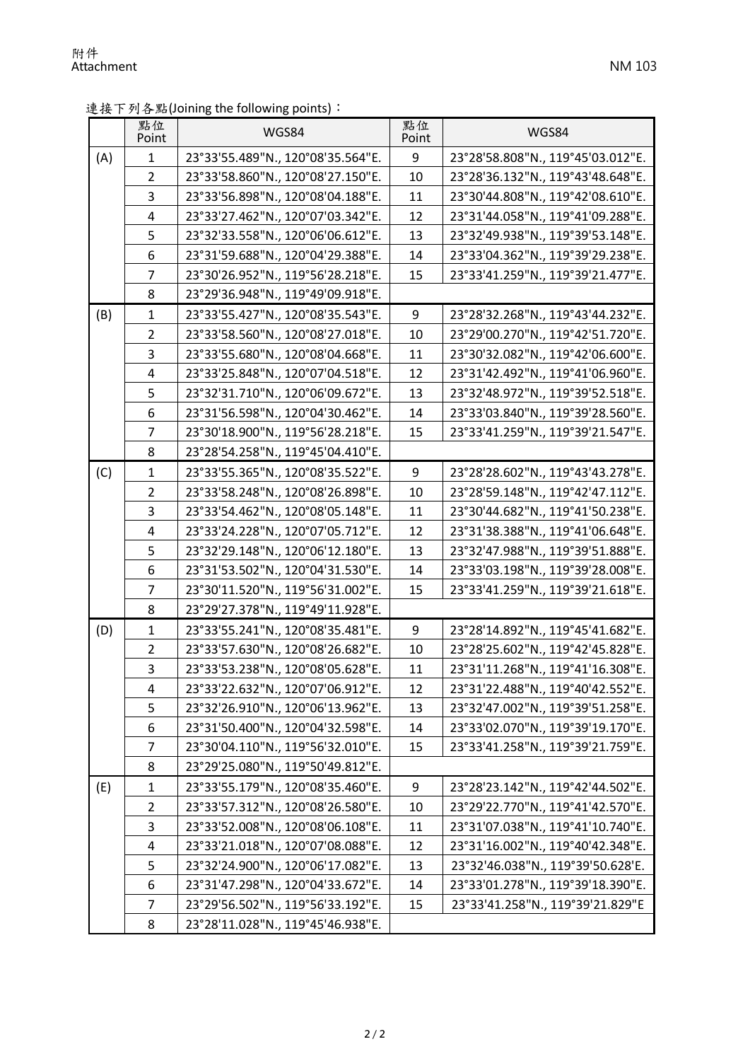附件
Attachment

連接下列各點(Joining the following points)：

| | 點位 Point | WGS84 | 點位 Point | WGS84 |
|---|---|---|---|---|
| (A) | 1 | 23°33'55.489"N., 120°08'35.564"E. | 9 | 23°28'58.808"N., 119°45'03.012"E. |
| | 2 | 23°33'58.860"N., 120°08'27.150"E. | 10 | 23°28'36.132"N., 119°43'48.648"E. |
| | 3 | 23°33'56.898"N., 120°08'04.188"E. | 11 | 23°30'44.808"N., 119°42'08.610"E. |
| | 4 | 23°33'27.462"N., 120°07'03.342"E. | 12 | 23°31'44.058"N., 119°41'09.288"E. |
| | 5 | 23°32'33.558"N., 120°06'06.612"E. | 13 | 23°32'49.938"N., 119°39'53.148"E. |
| | 6 | 23°31'59.688"N., 120°04'29.388"E. | 14 | 23°33'04.362"N., 119°39'29.238"E. |
| | 7 | 23°30'26.952"N., 119°56'28.218"E. | 15 | 23°33'41.259"N., 119°39'21.477"E. |
| | 8 | 23°29'36.948"N., 119°49'09.918"E. | | |
| (B) | 1 | 23°33'55.427"N., 120°08'35.543"E. | 9 | 23°28'32.268"N., 119°43'44.232"E. |
| | 2 | 23°33'58.560"N., 120°08'27.018"E. | 10 | 23°29'00.270"N., 119°42'51.720"E. |
| | 3 | 23°33'55.680"N., 120°08'04.668"E. | 11 | 23°30'32.082"N., 119°42'06.600"E. |
| | 4 | 23°33'25.848"N., 120°07'04.518"E. | 12 | 23°31'42.492"N., 119°41'06.960"E. |
| | 5 | 23°32'31.710"N., 120°06'09.672"E. | 13 | 23°32'48.972"N., 119°39'52.518"E. |
| | 6 | 23°31'56.598"N., 120°04'30.462"E. | 14 | 23°33'03.840"N., 119°39'28.560"E. |
| | 7 | 23°30'18.900"N., 119°56'28.218"E. | 15 | 23°33'41.259"N., 119°39'21.547"E. |
| | 8 | 23°28'54.258"N., 119°45'04.410"E. | | |
| (C) | 1 | 23°33'55.365"N., 120°08'35.522"E. | 9 | 23°28'28.602"N., 119°43'43.278"E. |
| | 2 | 23°33'58.248"N., 120°08'26.898"E. | 10 | 23°28'59.148"N., 119°42'47.112"E. |
| | 3 | 23°33'54.462"N., 120°08'05.148"E. | 11 | 23°30'44.682"N., 119°41'50.238"E. |
| | 4 | 23°33'24.228"N., 120°07'05.712"E. | 12 | 23°31'38.388"N., 119°41'06.648"E. |
| | 5 | 23°32'29.148"N., 120°06'12.180"E. | 13 | 23°32'47.988"N., 119°39'51.888"E. |
| | 6 | 23°31'53.502"N., 120°04'31.530"E. | 14 | 23°33'03.198"N., 119°39'28.008"E. |
| | 7 | 23°30'11.520"N., 119°56'31.002"E. | 15 | 23°33'41.259"N., 119°39'21.618"E. |
| | 8 | 23°29'27.378"N., 119°49'11.928"E. | | |
| (D) | 1 | 23°33'55.241"N., 120°08'35.481"E. | 9 | 23°28'14.892"N., 119°45'41.682"E. |
| | 2 | 23°33'57.630"N., 120°08'26.682"E. | 10 | 23°28'25.602"N., 119°42'45.828"E. |
| | 3 | 23°33'53.238"N., 120°08'05.628"E. | 11 | 23°31'11.268"N., 119°41'16.308"E. |
| | 4 | 23°33'22.632"N., 120°07'06.912"E. | 12 | 23°31'22.488"N., 119°40'42.552"E. |
| | 5 | 23°32'26.910"N., 120°06'13.962"E. | 13 | 23°32'47.002"N., 119°39'51.258"E. |
| | 6 | 23°31'50.400"N., 120°04'32.598"E. | 14 | 23°33'02.070"N., 119°39'19.170"E. |
| | 7 | 23°30'04.110"N., 119°56'32.010"E. | 15 | 23°33'41.258"N., 119°39'21.759"E. |
| | 8 | 23°29'25.080"N., 119°50'49.812"E. | | |
| (E) | 1 | 23°33'55.179"N., 120°08'35.460"E. | 9 | 23°28'23.142"N., 119°42'44.502"E. |
| | 2 | 23°33'57.312"N., 120°08'26.580"E. | 10 | 23°29'22.770"N., 119°41'42.570"E. |
| | 3 | 23°33'52.008"N., 120°08'06.108"E. | 11 | 23°31'07.038"N., 119°41'10.740"E. |
| | 4 | 23°33'21.018"N., 120°07'08.088"E. | 12 | 23°31'16.002"N., 119°40'42.348"E. |
| | 5 | 23°32'24.900"N., 120°06'17.082"E. | 13 | 23°32'46.038"N., 119°39'50.628'E. |
| | 6 | 23°31'47.298"N., 120°04'33.672"E. | 14 | 23°33'01.278"N., 119°39'18.390"E. |
| | 7 | 23°29'56.502"N., 119°56'33.192"E. | 15 | 23°33'41.258"N., 119°39'21.829"E |
| | 8 | 23°28'11.028"N., 119°45'46.938"E. | | |